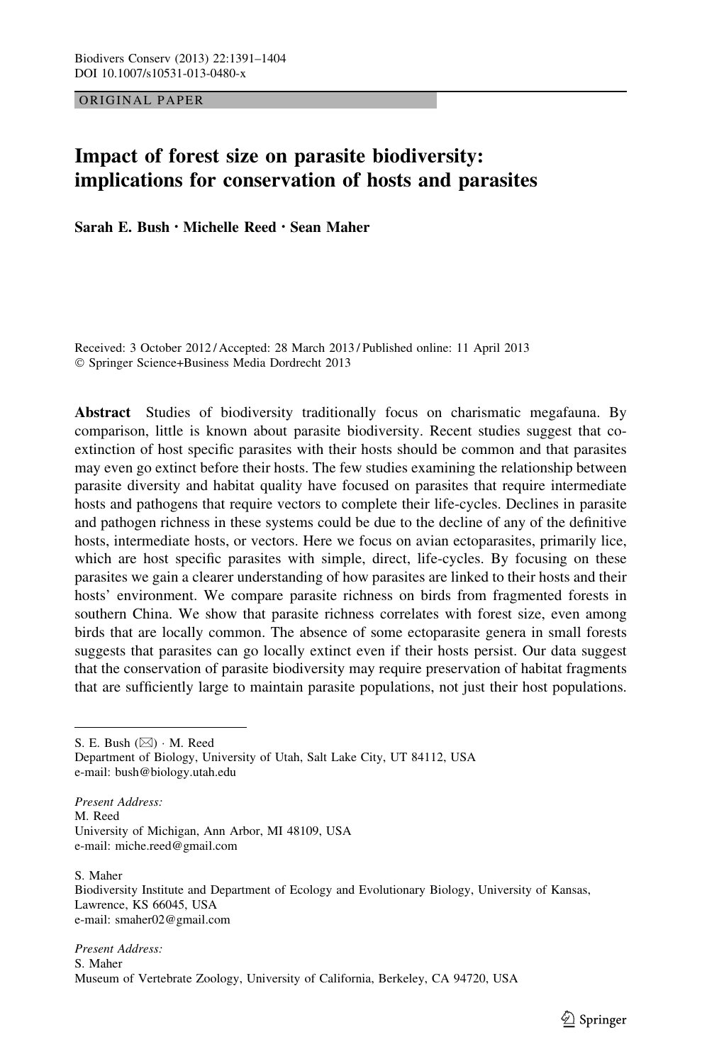ORIGINAL PAPER

# Impact of forest size on parasite biodiversity: implications for conservation of hosts and parasites

**Sarah E. Bush · Michelle Reed · Sean Maher**

Received: 3 October 2012 / Accepted: 28 March 2013 / Published online: 11 April 2013
© Springer Science+Business Media Dordrecht 2013

**Abstract** Studies of biodiversity traditionally focus on charismatic megafauna. By comparison, little is known about parasite biodiversity. Recent studies suggest that co-extinction of host specific parasites with their hosts should be common and that parasites may even go extinct before their hosts. The few studies examining the relationship between parasite diversity and habitat quality have focused on parasites that require intermediate hosts and pathogens that require vectors to complete their life-cycles. Declines in parasite and pathogen richness in these systems could be due to the decline of any of the definitive hosts, intermediate hosts, or vectors. Here we focus on avian ectoparasites, primarily lice, which are host specific parasites with simple, direct, life-cycles. By focusing on these parasites we gain a clearer understanding of how parasites are linked to their hosts and their hosts' environment. We compare parasite richness on birds from fragmented forests in southern China. We show that parasite richness correlates with forest size, even among birds that are locally common. The absence of some ectoparasite genera in small forests suggests that parasites can go locally extinct even if their hosts persist. Our data suggest that the conservation of parasite biodiversity may require preservation of habitat fragments that are sufficiently large to maintain parasite populations, not just their host populations.

---

S. E. Bush (✉) · M. Reed
Department of Biology, University of Utah, Salt Lake City, UT 84112, USA
e-mail: bush@biology.utah.edu

*Present Address:*
M. Reed
University of Michigan, Ann Arbor, MI 48109, USA
e-mail: miche.reed@gmail.com

S. Maher
Biodiversity Institute and Department of Ecology and Evolutionary Biology, University of Kansas, Lawrence, KS 66045, USA
e-mail: smaher02@gmail.com

*Present Address:*
S. Maher
Museum of Vertebrate Zoology, University of California, Berkeley, CA 94720, USA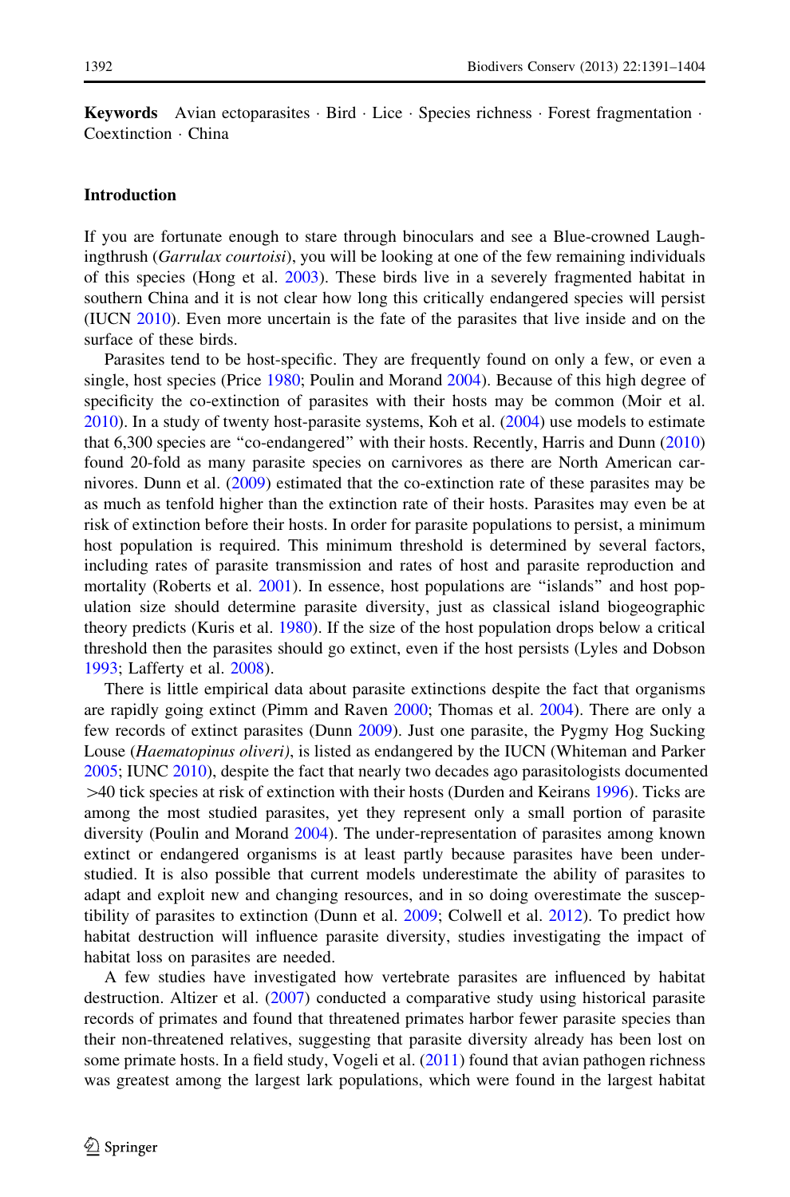**Keywords** Avian ectoparasites · Bird · Lice · Species richness · Forest fragmentation · Coextinction · China

## Introduction

If you are fortunate enough to stare through binoculars and see a Blue-crowned Laughingthrush (*Garrulax courtoisi*), you will be looking at one of the few remaining individuals of this species (Hong et al. 2003). These birds live in a severely fragmented habitat in southern China and it is not clear how long this critically endangered species will persist (IUCN 2010). Even more uncertain is the fate of the parasites that live inside and on the surface of these birds.

Parasites tend to be host-specific. They are frequently found on only a few, or even a single, host species (Price 1980; Poulin and Morand 2004). Because of this high degree of specificity the co-extinction of parasites with their hosts may be common (Moir et al. 2010). In a study of twenty host-parasite systems, Koh et al. (2004) use models to estimate that 6,300 species are "co-endangered" with their hosts. Recently, Harris and Dunn (2010) found 20-fold as many parasite species on carnivores as there are North American carnivores. Dunn et al. (2009) estimated that the co-extinction rate of these parasites may be as much as tenfold higher than the extinction rate of their hosts. Parasites may even be at risk of extinction before their hosts. In order for parasite populations to persist, a minimum host population is required. This minimum threshold is determined by several factors, including rates of parasite transmission and rates of host and parasite reproduction and mortality (Roberts et al. 2001). In essence, host populations are "islands" and host population size should determine parasite diversity, just as classical island biogeographic theory predicts (Kuris et al. 1980). If the size of the host population drops below a critical threshold then the parasites should go extinct, even if the host persists (Lyles and Dobson 1993; Lafferty et al. 2008).

There is little empirical data about parasite extinctions despite the fact that organisms are rapidly going extinct (Pimm and Raven 2000; Thomas et al. 2004). There are only a few records of extinct parasites (Dunn 2009). Just one parasite, the Pygmy Hog Sucking Louse (*Haematopinus oliveri)*, is listed as endangered by the IUCN (Whiteman and Parker 2005; IUNC 2010), despite the fact that nearly two decades ago parasitologists documented >40 tick species at risk of extinction with their hosts (Durden and Keirans 1996). Ticks are among the most studied parasites, yet they represent only a small portion of parasite diversity (Poulin and Morand 2004). The under-representation of parasites among known extinct or endangered organisms is at least partly because parasites have been understudied. It is also possible that current models underestimate the ability of parasites to adapt and exploit new and changing resources, and in so doing overestimate the susceptibility of parasites to extinction (Dunn et al. 2009; Colwell et al. 2012). To predict how habitat destruction will influence parasite diversity, studies investigating the impact of habitat loss on parasites are needed.

A few studies have investigated how vertebrate parasites are influenced by habitat destruction. Altizer et al. (2007) conducted a comparative study using historical parasite records of primates and found that threatened primates harbor fewer parasite species than their non-threatened relatives, suggesting that parasite diversity already has been lost on some primate hosts. In a field study, Vogeli et al. (2011) found that avian pathogen richness was greatest among the largest lark populations, which were found in the largest habitat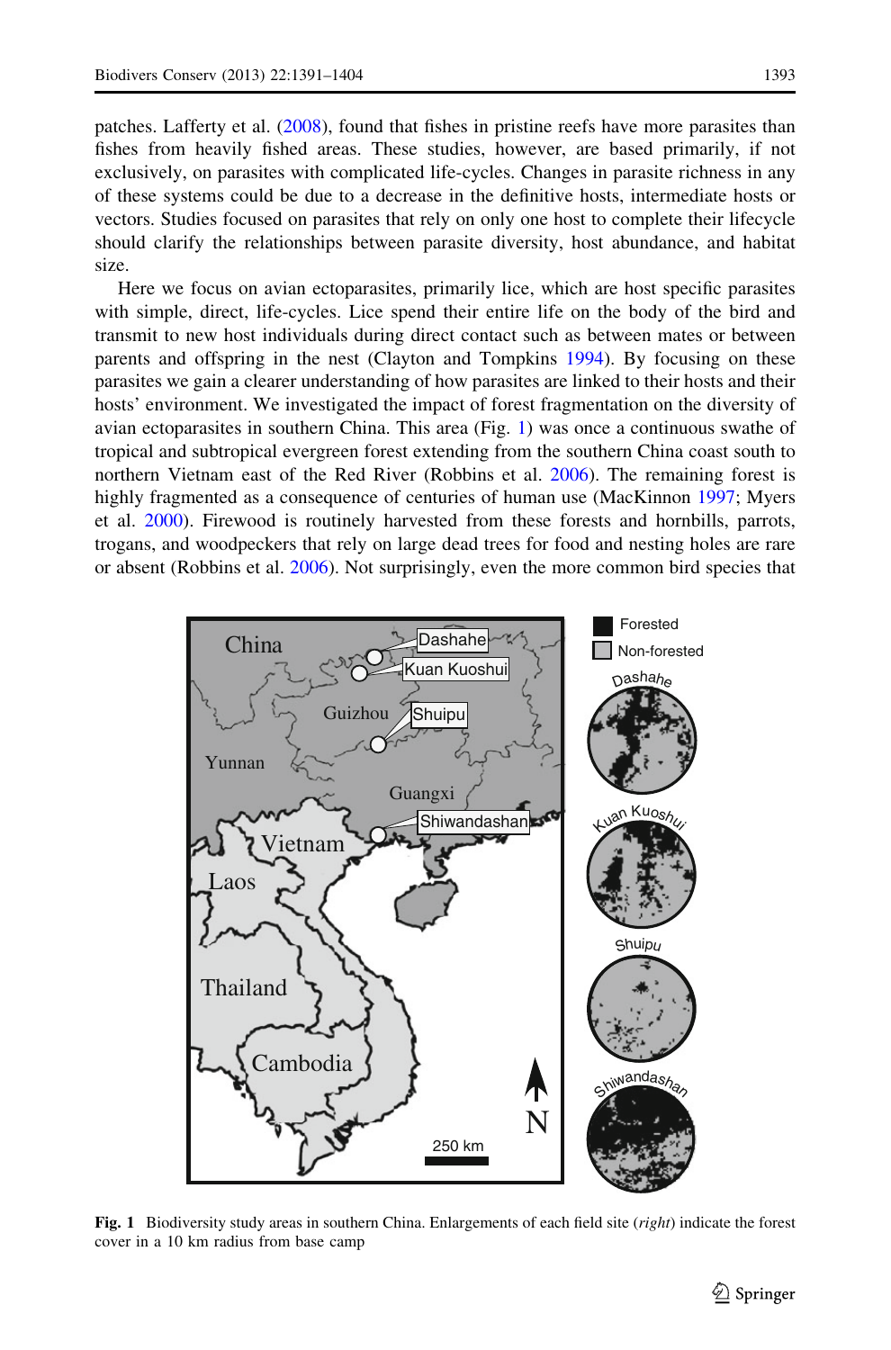patches. Lafferty et al. (2008), found that fishes in pristine reefs have more parasites than fishes from heavily fished areas. These studies, however, are based primarily, if not exclusively, on parasites with complicated life-cycles. Changes in parasite richness in any of these systems could be due to a decrease in the definitive hosts, intermediate hosts or vectors. Studies focused on parasites that rely on only one host to complete their lifecycle should clarify the relationships between parasite diversity, host abundance, and habitat size.

Here we focus on avian ectoparasites, primarily lice, which are host specific parasites with simple, direct, life-cycles. Lice spend their entire life on the body of the bird and transmit to new host individuals during direct contact such as between mates or between parents and offspring in the nest (Clayton and Tompkins 1994). By focusing on these parasites we gain a clearer understanding of how parasites are linked to their hosts and their hosts' environment. We investigated the impact of forest fragmentation on the diversity of avian ectoparasites in southern China. This area (Fig. 1) was once a continuous swathe of tropical and subtropical evergreen forest extending from the southern China coast south to northern Vietnam east of the Red River (Robbins et al. 2006). The remaining forest is highly fragmented as a consequence of centuries of human use (MacKinnon 1997; Myers et al. 2000). Firewood is routinely harvested from these forests and hornbills, parrots, trogans, and woodpeckers that rely on large dead trees for food and nesting holes are rare or absent (Robbins et al. 2006). Not surprisingly, even the more common bird species that

**Fig. 1** Biodiversity study areas in southern China. Enlargements of each field site (*right*) indicate the forest cover in a 10 km radius from base camp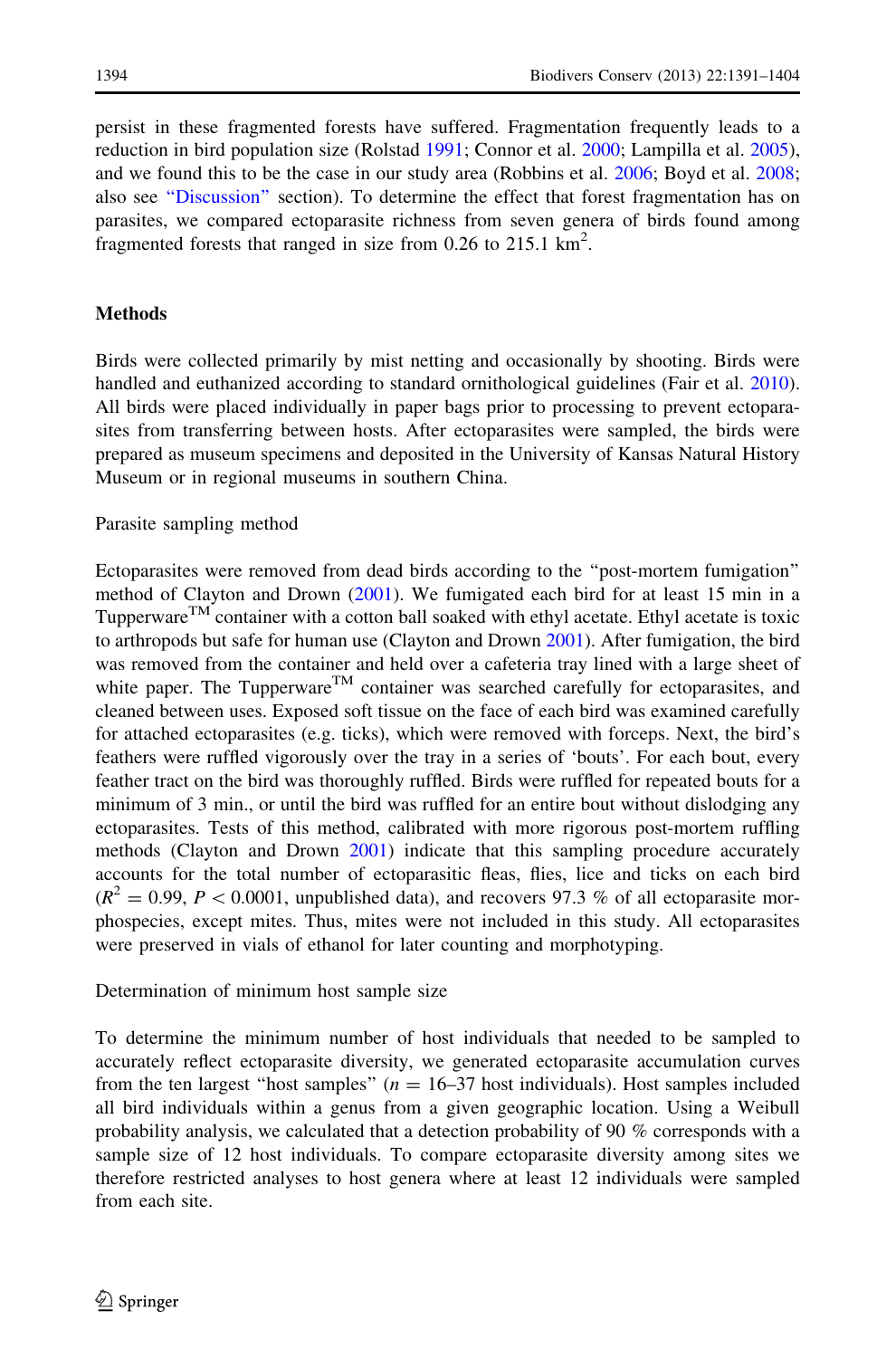persist in these fragmented forests have suffered. Fragmentation frequently leads to a reduction in bird population size (Rolstad 1991; Connor et al. 2000; Lampilla et al. 2005), and we found this to be the case in our study area (Robbins et al. 2006; Boyd et al. 2008; also see "Discussion" section). To determine the effect that forest fragmentation has on parasites, we compared ectoparasite richness from seven genera of birds found among fragmented forests that ranged in size from 0.26 to 215.1 km$^2$.

## Methods

Birds were collected primarily by mist netting and occasionally by shooting. Birds were handled and euthanized according to standard ornithological guidelines (Fair et al. 2010). All birds were placed individually in paper bags prior to processing to prevent ectoparasites from transferring between hosts. After ectoparasites were sampled, the birds were prepared as museum specimens and deposited in the University of Kansas Natural History Museum or in regional museums in southern China.

### Parasite sampling method

Ectoparasites were removed from dead birds according to the "post-mortem fumigation" method of Clayton and Drown (2001). We fumigated each bird for at least 15 min in a Tupperware™ container with a cotton ball soaked with ethyl acetate. Ethyl acetate is toxic to arthropods but safe for human use (Clayton and Drown 2001). After fumigation, the bird was removed from the container and held over a cafeteria tray lined with a large sheet of white paper. The Tupperware™ container was searched carefully for ectoparasites, and cleaned between uses. Exposed soft tissue on the face of each bird was examined carefully for attached ectoparasites (e.g. ticks), which were removed with forceps. Next, the bird's feathers were ruffled vigorously over the tray in a series of 'bouts'. For each bout, every feather tract on the bird was thoroughly ruffled. Birds were ruffled for repeated bouts for a minimum of 3 min., or until the bird was ruffled for an entire bout without dislodging any ectoparasites. Tests of this method, calibrated with more rigorous post-mortem ruffling methods (Clayton and Drown 2001) indicate that this sampling procedure accurately accounts for the total number of ectoparasitic fleas, flies, lice and ticks on each bird ($R^2 = 0.99$, $P < 0.0001$, unpublished data), and recovers 97.3 % of all ectoparasite morphospecies, except mites. Thus, mites were not included in this study. All ectoparasites were preserved in vials of ethanol for later counting and morphotyping.

### Determination of minimum host sample size

To determine the minimum number of host individuals that needed to be sampled to accurately reflect ectoparasite diversity, we generated ectoparasite accumulation curves from the ten largest "host samples" ($n = 16$–$37$ host individuals). Host samples included all bird individuals within a genus from a given geographic location. Using a Weibull probability analysis, we calculated that a detection probability of 90 % corresponds with a sample size of 12 host individuals. To compare ectoparasite diversity among sites we therefore restricted analyses to host genera where at least 12 individuals were sampled from each site.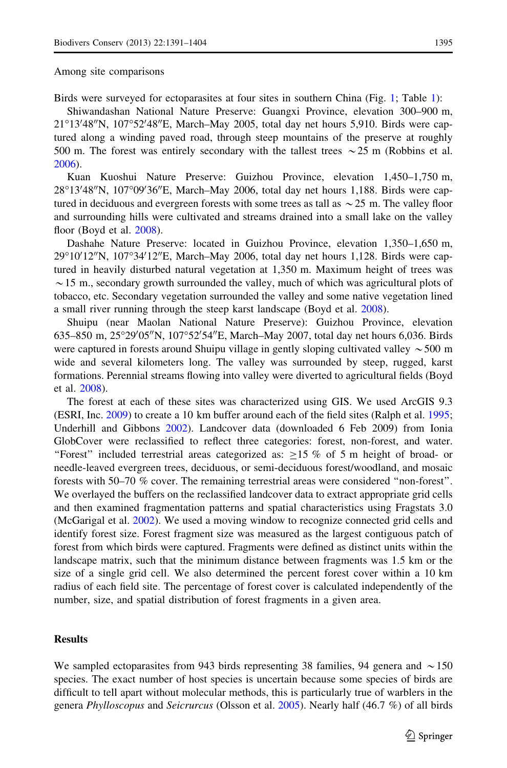Among site comparisons

Birds were surveyed for ectoparasites at four sites in southern China (Fig. 1; Table 1):

Shiwandashan National Nature Preserve: Guangxi Province, elevation 300–900 m, 21°13′48″N, 107°52′48″E, March–May 2005, total day net hours 5,910. Birds were captured along a winding paved road, through steep mountains of the preserve at roughly 500 m. The forest was entirely secondary with the tallest trees ~25 m (Robbins et al. 2006).

Kuan Kuoshui Nature Preserve: Guizhou Province, elevation 1,450–1,750 m, 28°13′48″N, 107°09′36″E, March–May 2006, total day net hours 1,188. Birds were captured in deciduous and evergreen forests with some trees as tall as ~25 m. The valley floor and surrounding hills were cultivated and streams drained into a small lake on the valley floor (Boyd et al. 2008).

Dashahe Nature Preserve: located in Guizhou Province, elevation 1,350–1,650 m, 29°10′12″N, 107°34′12″E, March–May 2006, total day net hours 1,128. Birds were captured in heavily disturbed natural vegetation at 1,350 m. Maximum height of trees was ~15 m., secondary growth surrounded the valley, much of which was agricultural plots of tobacco, etc. Secondary vegetation surrounded the valley and some native vegetation lined a small river running through the steep karst landscape (Boyd et al. 2008).

Shuipu (near Maolan National Nature Preserve): Guizhou Province, elevation 635–850 m, 25°29′05″N, 107°52′54″E, March–May 2007, total day net hours 6,036. Birds were captured in forests around Shuipu village in gently sloping cultivated valley ~500 m wide and several kilometers long. The valley was surrounded by steep, rugged, karst formations. Perennial streams flowing into valley were diverted to agricultural fields (Boyd et al. 2008).

The forest at each of these sites was characterized using GIS. We used ArcGIS 9.3 (ESRI, Inc. 2009) to create a 10 km buffer around each of the field sites (Ralph et al. 1995; Underhill and Gibbons 2002). Landcover data (downloaded 6 Feb 2009) from Ionia GlobCover were reclassified to reflect three categories: forest, non-forest, and water. "Forest" included terrestrial areas categorized as: ≥15 % of 5 m height of broad- or needle-leaved evergreen trees, deciduous, or semi-deciduous forest/woodland, and mosaic forests with 50–70 % cover. The remaining terrestrial areas were considered "non-forest". We overlayed the buffers on the reclassified landcover data to extract appropriate grid cells and then examined fragmentation patterns and spatial characteristics using Fragstats 3.0 (McGarigal et al. 2002). We used a moving window to recognize connected grid cells and identify forest size. Forest fragment size was measured as the largest contiguous patch of forest from which birds were captured. Fragments were defined as distinct units within the landscape matrix, such that the minimum distance between fragments was 1.5 km or the size of a single grid cell. We also determined the percent forest cover within a 10 km radius of each field site. The percentage of forest cover is calculated independently of the number, size, and spatial distribution of forest fragments in a given area.

## Results

We sampled ectoparasites from 943 birds representing 38 families, 94 genera and ~150 species. The exact number of host species is uncertain because some species of birds are difficult to tell apart without molecular methods, this is particularly true of warblers in the genera *Phylloscopus* and *Seicrurcus* (Olsson et al. 2005). Nearly half (46.7 %) of all birds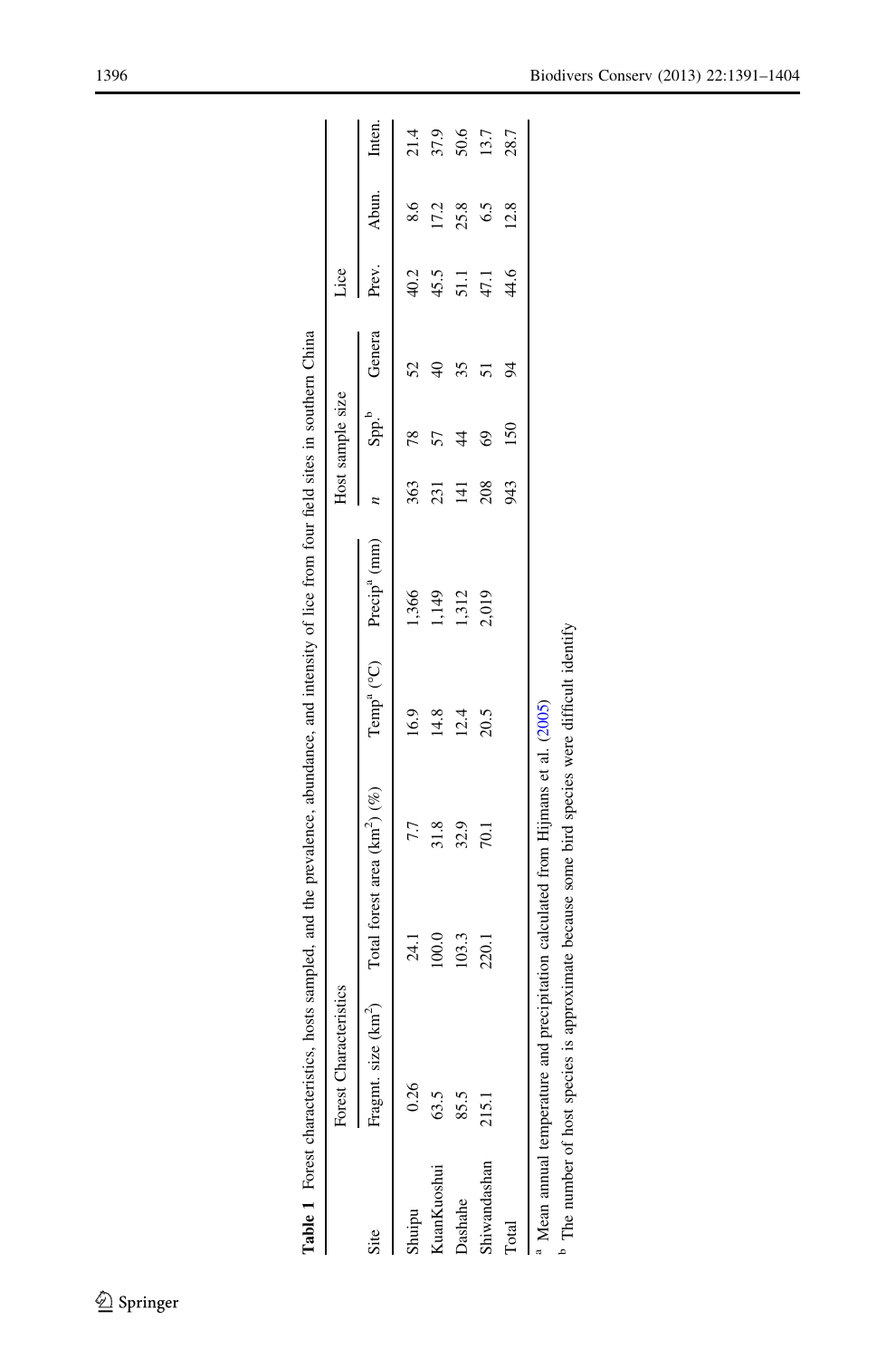**Table 1** Forest characteristics, hosts sampled, and the prevalence, abundance, and intensity of lice from four field sites in southern China

| Site | Forest Characteristics | | | | Host sample size | | | Lice | | |
|---|---|---|---|---|---|---|---|---|---|---|
| | Fragmt. size (km$^2$) | Total forest area (km$^2$) (%) | Temp[a] (°C) | Precip[a] (mm) | $n$ | Spp.[b] | Genera | Prev. | Abun. | Inten. |
| Shuipu | 0.26 | 24.1 / 7.7 | 16.9 | 1,366 | 363 | 78 | 52 | 40.2 | 8.6 | 21.4 |
| KuanKuoshui | 63.5 | 100.0 / 31.8 | 14.8 | 1,149 | 231 | 57 | 40 | 45.5 | 17.2 | 37.9 |
| Dashahe | 85.5 | 103.3 / 32.9 | 12.4 | 1,312 | 141 | 44 | 35 | 51.1 | 25.8 | 50.6 |
| Shiwandashan | 215.1 | 220.1 / 70.1 | 20.5 | 2,019 | 208 | 69 | 51 | 47.1 | 6.5 | 13.7 |
| Total | | | | | 943 | 150 | 94 | 44.6 | 12.8 | 28.7 |

[a] Mean annual temperature and precipitation calculated from Hijmans et al. (2005)

[b] The number of host species is approximate because some bird species were difficult identify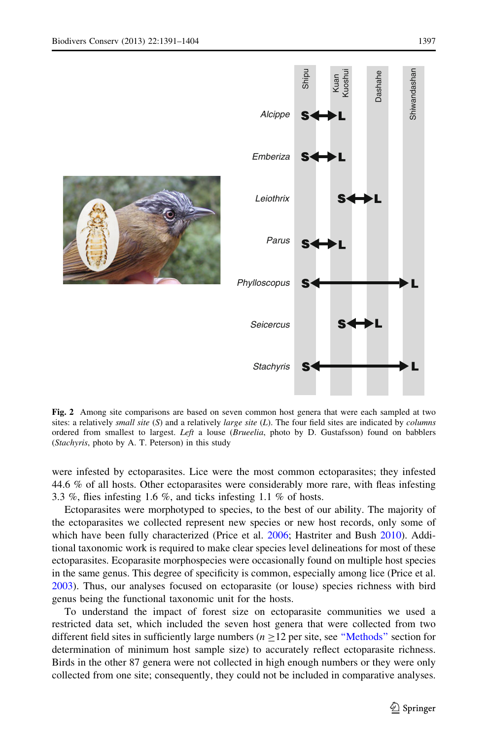**Fig. 2** Among site comparisons are based on seven common host genera that were each sampled at two sites: a relatively *small site* (*S*) and a relatively *large site* (*L*). The four field sites are indicated by *columns* ordered from smallest to largest. *Left* a louse (*Brueelia*, photo by D. Gustafsson) found on babblers (*Stachyris*, photo by A. T. Peterson) in this study

were infested by ectoparasites. Lice were the most common ectoparasites; they infested 44.6 % of all hosts. Other ectoparasites were considerably more rare, with fleas infesting 3.3 %, flies infesting 1.6 %, and ticks infesting 1.1 % of hosts.

Ectoparasites were morphotyped to species, to the best of our ability. The majority of the ectoparasites we collected represent new species or new host records, only some of which have been fully characterized (Price et al. 2006; Hastriter and Bush 2010). Additional taxonomic work is required to make clear species level delineations for most of these ectoparasites. Ecoparasite morphospecies were occasionally found on multiple host species in the same genus. This degree of specificity is common, especially among lice (Price et al. 2003). Thus, our analyses focused on ectoparasite (or louse) species richness with bird genus being the functional taxonomic unit for the hosts.

To understand the impact of forest size on ectoparasite communities we used a restricted data set, which included the seven host genera that were collected from two different field sites in sufficiently large numbers ($n \geq 12$ per site, see "Methods" section for determination of minimum host sample size) to accurately reflect ectoparasite richness. Birds in the other 87 genera were not collected in high enough numbers or they were only collected from one site; consequently, they could not be included in comparative analyses.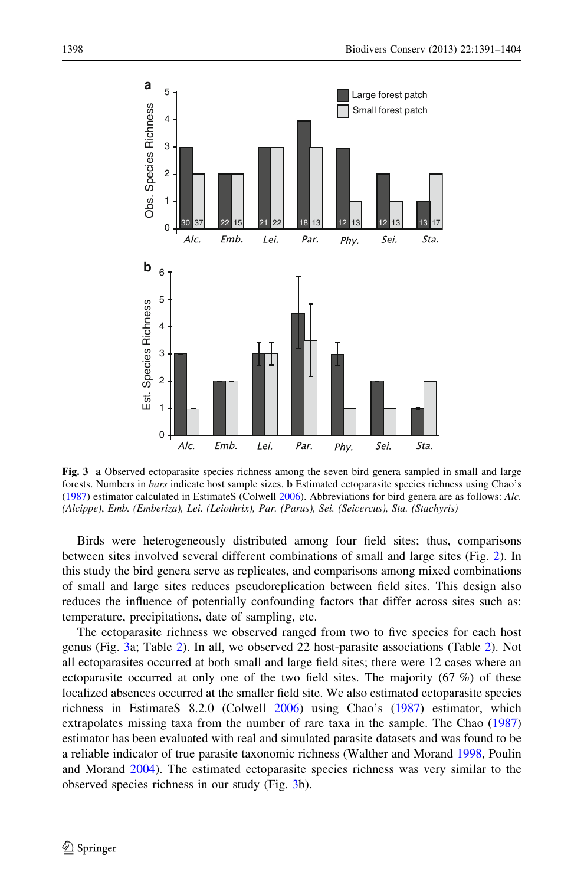**Fig. 3** **a** Observed ectoparasite species richness among the seven bird genera sampled in small and large forests. Numbers in *bars* indicate host sample sizes. **b** Estimated ectoparasite species richness using Chao's (1987) estimator calculated in EstimateS (Colwell 2006). Abbreviations for bird genera are as follows: *Alc. (Alcippe), Emb. (Emberiza), Lei. (Leiothrix), Par. (Parus), Sei. (Seicercus), Sta. (Stachyris)*

Birds were heterogeneously distributed among four field sites; thus, comparisons between sites involved several different combinations of small and large sites (Fig. 2). In this study the bird genera serve as replicates, and comparisons among mixed combinations of small and large sites reduces pseudoreplication between field sites. This design also reduces the influence of potentially confounding factors that differ across sites such as: temperature, precipitations, date of sampling, etc.

The ectoparasite richness we observed ranged from two to five species for each host genus (Fig. 3a; Table 2). In all, we observed 22 host-parasite associations (Table 2). Not all ectoparasites occurred at both small and large field sites; there were 12 cases where an ectoparasite occurred at only one of the two field sites. The majority (67 %) of these localized absences occurred at the smaller field site. We also estimated ectoparasite species richness in EstimateS 8.2.0 (Colwell 2006) using Chao's (1987) estimator, which extrapolates missing taxa from the number of rare taxa in the sample. The Chao (1987) estimator has been evaluated with real and simulated parasite datasets and was found to be a reliable indicator of true parasite taxonomic richness (Walther and Morand 1998, Poulin and Morand 2004). The estimated ectoparasite species richness was very similar to the observed species richness in our study (Fig. 3b).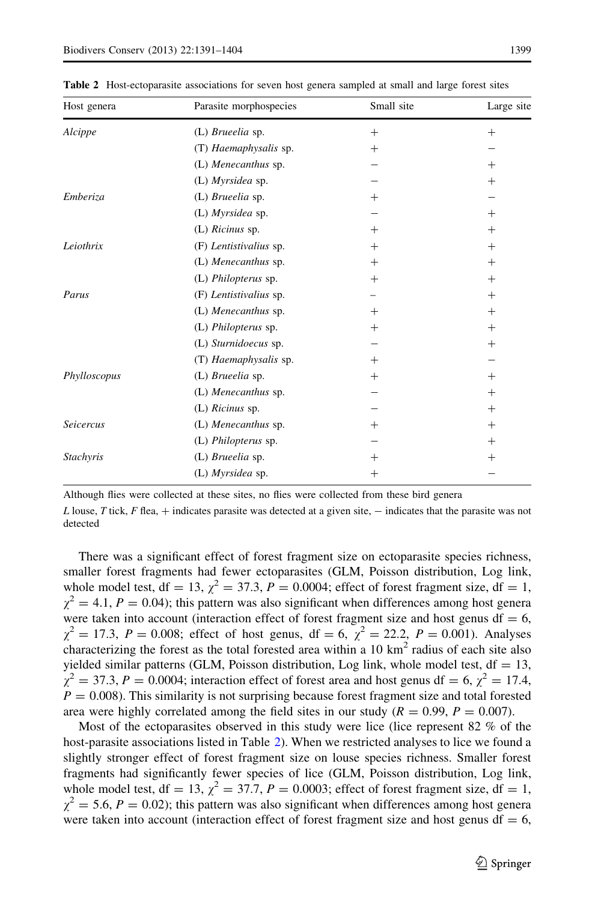**Table 2** Host-ectoparasite associations for seven host genera sampled at small and large forest sites

| Host genera | Parasite morphospecies | Small site | Large site |
|---|---|---|---|
| *Alcippe* | (L) *Brueelia* sp. | + | + |
| | (T) *Haemaphysalis* sp. | + | − |
| | (L) *Menecanthus* sp. | − | + |
| | (L) *Myrsidea* sp. | − | + |
| *Emberiza* | (L) *Brueelia* sp. | + | − |
| | (L) *Myrsidea* sp. | − | + |
| | (L) *Ricinus* sp. | + | + |
| *Leiothrix* | (F) *Lentistivalius* sp. | + | + |
| | (L) *Menecanthus* sp. | + | + |
| | (L) *Philopterus* sp. | + | + |
| *Parus* | (F) *Lentistivalius* sp. | − | + |
| | (L) *Menecanthus* sp. | + | + |
| | (L) *Philopterus* sp. | + | + |
| | (L) *Sturnidoecus* sp. | − | + |
| | (T) *Haemaphysalis* sp. | + | − |
| *Phylloscopus* | (L) *Brueelia* sp. | + | + |
| | (L) *Menecanthus* sp. | − | + |
| | (L) *Ricinus* sp. | − | + |
| *Seicercus* | (L) *Menecanthus* sp. | + | + |
| | (L) *Philopterus* sp. | − | + |
| *Stachyris* | (L) *Brueelia* sp. | + | + |
| | (L) *Myrsidea* sp. | + | − |

Although flies were collected at these sites, no flies were collected from these bird genera

*L* louse, *T* tick, *F* flea, + indicates parasite was detected at a given site, − indicates that the parasite was not detected

There was a significant effect of forest fragment size on ectoparasite species richness, smaller forest fragments had fewer ectoparasites (GLM, Poisson distribution, Log link, whole model test, df = 13, $\chi^2 = 37.3$, $P = 0.0004$; effect of forest fragment size, df = 1, $\chi^2 = 4.1$, $P = 0.04$); this pattern was also significant when differences among host genera were taken into account (interaction effect of forest fragment size and host genus df = 6, $\chi^2 = 17.3$, $P = 0.008$; effect of host genus, df = 6, $\chi^2 = 22.2$, $P = 0.001$). Analyses characterizing the forest as the total forested area within a 10 $km^2$ radius of each site also yielded similar patterns (GLM, Poisson distribution, Log link, whole model test, df = 13, $\chi^2 = 37.3$, $P = 0.0004$; interaction effect of forest area and host genus df = 6, $\chi^2 = 17.4$, $P = 0.008$). This similarity is not surprising because forest fragment size and total forested area were highly correlated among the field sites in our study ($R = 0.99$, $P = 0.007$).

Most of the ectoparasites observed in this study were lice (lice represent 82 % of the host-parasite associations listed in Table 2). When we restricted analyses to lice we found a slightly stronger effect of forest fragment size on louse species richness. Smaller forest fragments had significantly fewer species of lice (GLM, Poisson distribution, Log link, whole model test, df = 13, $\chi^2 = 37.7$, $P = 0.0003$; effect of forest fragment size, df = 1, $\chi^2 = 5.6$, $P = 0.02$); this pattern was also significant when differences among host genera were taken into account (interaction effect of forest fragment size and host genus df = 6,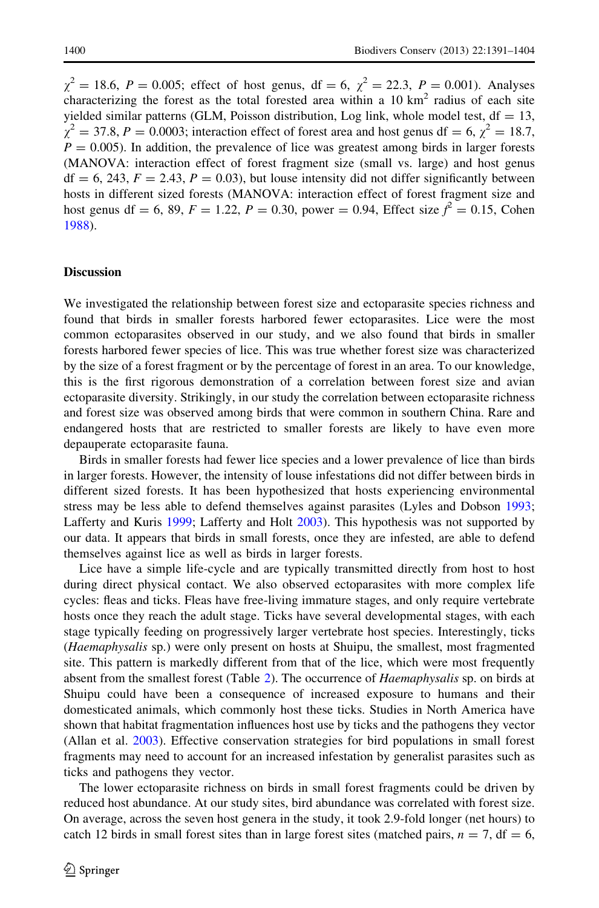$\chi^2 = 18.6$, $P = 0.005$; effect of host genus, df = 6, $\chi^2 = 22.3$, $P = 0.001$). Analyses characterizing the forest as the total forested area within a 10 $km^2$ radius of each site yielded similar patterns (GLM, Poisson distribution, Log link, whole model test, df = 13, $\chi^2 = 37.8$, $P = 0.0003$; interaction effect of forest area and host genus df = 6, $\chi^2 = 18.7$, $P = 0.005$). In addition, the prevalence of lice was greatest among birds in larger forests (MANOVA: interaction effect of forest fragment size (small vs. large) and host genus df = 6, 243, $F = 2.43$, $P = 0.03$), but louse intensity did not differ significantly between hosts in different sized forests (MANOVA: interaction effect of forest fragment size and host genus df = 6, 89, $F = 1.22$, $P = 0.30$, power = 0.94, Effect size $f^2 = 0.15$, Cohen 1988).

## Discussion

We investigated the relationship between forest size and ectoparasite species richness and found that birds in smaller forests harbored fewer ectoparasites. Lice were the most common ectoparasites observed in our study, and we also found that birds in smaller forests harbored fewer species of lice. This was true whether forest size was characterized by the size of a forest fragment or by the percentage of forest in an area. To our knowledge, this is the first rigorous demonstration of a correlation between forest size and avian ectoparasite diversity. Strikingly, in our study the correlation between ectoparasite richness and forest size was observed among birds that were common in southern China. Rare and endangered hosts that are restricted to smaller forests are likely to have even more depauperate ectoparasite fauna.

Birds in smaller forests had fewer lice species and a lower prevalence of lice than birds in larger forests. However, the intensity of louse infestations did not differ between birds in different sized forests. It has been hypothesized that hosts experiencing environmental stress may be less able to defend themselves against parasites (Lyles and Dobson 1993; Lafferty and Kuris 1999; Lafferty and Holt 2003). This hypothesis was not supported by our data. It appears that birds in small forests, once they are infested, are able to defend themselves against lice as well as birds in larger forests.

Lice have a simple life-cycle and are typically transmitted directly from host to host during direct physical contact. We also observed ectoparasites with more complex life cycles: fleas and ticks. Fleas have free-living immature stages, and only require vertebrate hosts once they reach the adult stage. Ticks have several developmental stages, with each stage typically feeding on progressively larger vertebrate host species. Interestingly, ticks (*Haemaphysalis* sp.) were only present on hosts at Shuipu, the smallest, most fragmented site. This pattern is markedly different from that of the lice, which were most frequently absent from the smallest forest (Table 2). The occurrence of *Haemaphysalis* sp. on birds at Shuipu could have been a consequence of increased exposure to humans and their domesticated animals, which commonly host these ticks. Studies in North America have shown that habitat fragmentation influences host use by ticks and the pathogens they vector (Allan et al. 2003). Effective conservation strategies for bird populations in small forest fragments may need to account for an increased infestation by generalist parasites such as ticks and pathogens they vector.

The lower ectoparasite richness on birds in small forest fragments could be driven by reduced host abundance. At our study sites, bird abundance was correlated with forest size. On average, across the seven host genera in the study, it took 2.9-fold longer (net hours) to catch 12 birds in small forest sites than in large forest sites (matched pairs, $n = 7$, df = 6,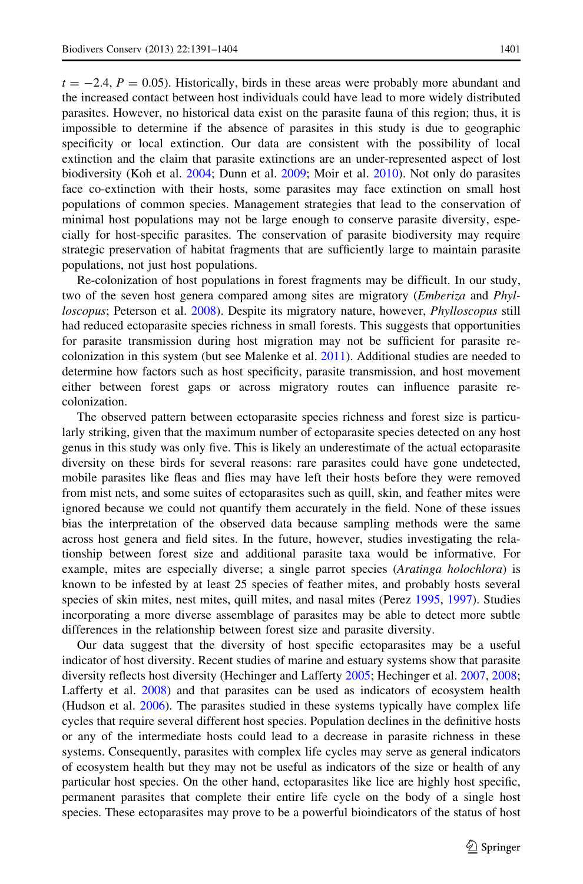$t = -2.4$, $P = 0.05$). Historically, birds in these areas were probably more abundant and the increased contact between host individuals could have lead to more widely distributed parasites. However, no historical data exist on the parasite fauna of this region; thus, it is impossible to determine if the absence of parasites in this study is due to geographic specificity or local extinction. Our data are consistent with the possibility of local extinction and the claim that parasite extinctions are an under-represented aspect of lost biodiversity (Koh et al. 2004; Dunn et al. 2009; Moir et al. 2010). Not only do parasites face co-extinction with their hosts, some parasites may face extinction on small host populations of common species. Management strategies that lead to the conservation of minimal host populations may not be large enough to conserve parasite diversity, especially for host-specific parasites. The conservation of parasite biodiversity may require strategic preservation of habitat fragments that are sufficiently large to maintain parasite populations, not just host populations.

Re-colonization of host populations in forest fragments may be difficult. In our study, two of the seven host genera compared among sites are migratory (*Emberiza* and *Phylloscopus*; Peterson et al. 2008). Despite its migratory nature, however, *Phylloscopus* still had reduced ectoparasite species richness in small forests. This suggests that opportunities for parasite transmission during host migration may not be sufficient for parasite re-colonization in this system (but see Malenke et al. 2011). Additional studies are needed to determine how factors such as host specificity, parasite transmission, and host movement either between forest gaps or across migratory routes can influence parasite re-colonization.

The observed pattern between ectoparasite species richness and forest size is particularly striking, given that the maximum number of ectoparasite species detected on any host genus in this study was only five. This is likely an underestimate of the actual ectoparasite diversity on these birds for several reasons: rare parasites could have gone undetected, mobile parasites like fleas and flies may have left their hosts before they were removed from mist nets, and some suites of ectoparasites such as quill, skin, and feather mites were ignored because we could not quantify them accurately in the field. None of these issues bias the interpretation of the observed data because sampling methods were the same across host genera and field sites. In the future, however, studies investigating the relationship between forest size and additional parasite taxa would be informative. For example, mites are especially diverse; a single parrot species (*Aratinga holochlora*) is known to be infested by at least 25 species of feather mites, and probably hosts several species of skin mites, nest mites, quill mites, and nasal mites (Perez 1995, 1997). Studies incorporating a more diverse assemblage of parasites may be able to detect more subtle differences in the relationship between forest size and parasite diversity.

Our data suggest that the diversity of host specific ectoparasites may be a useful indicator of host diversity. Recent studies of marine and estuary systems show that parasite diversity reflects host diversity (Hechinger and Lafferty 2005; Hechinger et al. 2007, 2008; Lafferty et al. 2008) and that parasites can be used as indicators of ecosystem health (Hudson et al. 2006). The parasites studied in these systems typically have complex life cycles that require several different host species. Population declines in the definitive hosts or any of the intermediate hosts could lead to a decrease in parasite richness in these systems. Consequently, parasites with complex life cycles may serve as general indicators of ecosystem health but they may not be useful as indicators of the size or health of any particular host species. On the other hand, ectoparasites like lice are highly host specific, permanent parasites that complete their entire life cycle on the body of a single host species. These ectoparasites may prove to be a powerful bioindicators of the status of host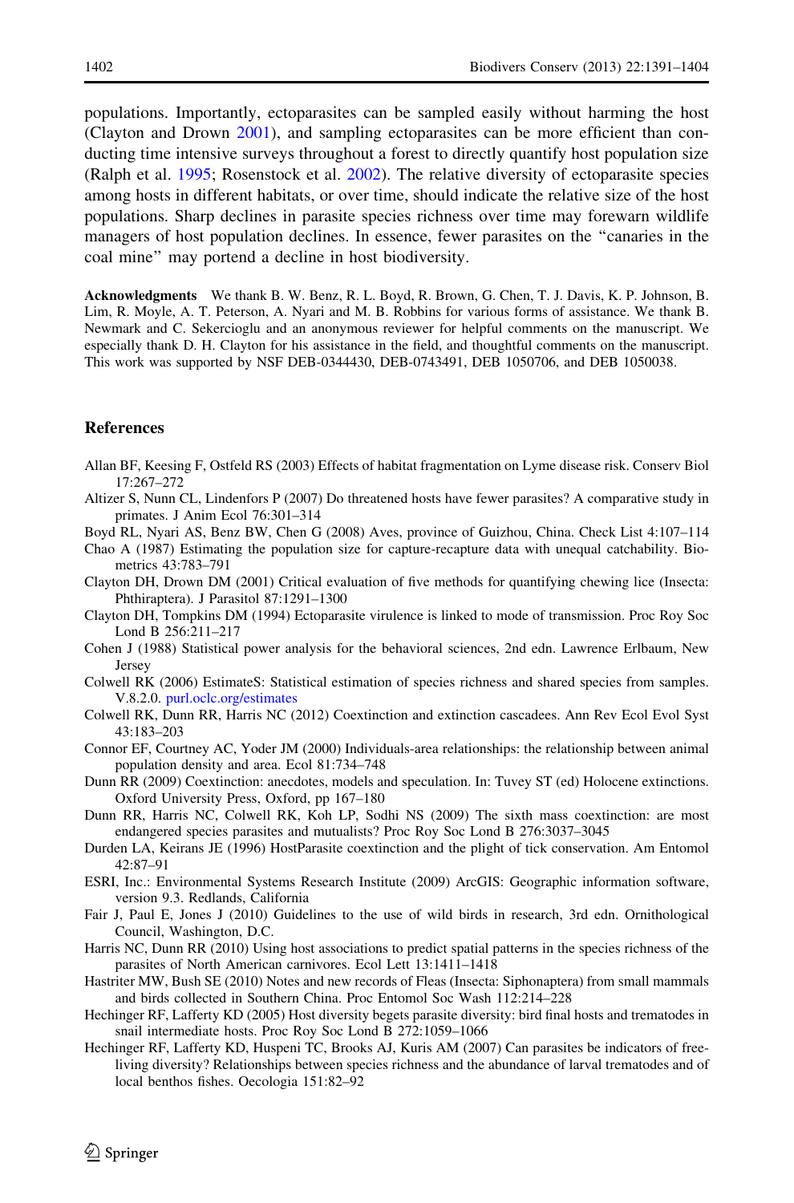populations. Importantly, ectoparasites can be sampled easily without harming the host (Clayton and Drown 2001), and sampling ectoparasites can be more efficient than conducting time intensive surveys throughout a forest to directly quantify host population size (Ralph et al. 1995; Rosenstock et al. 2002). The relative diversity of ectoparasite species among hosts in different habitats, or over time, should indicate the relative size of the host populations. Sharp declines in parasite species richness over time may forewarn wildlife managers of host population declines. In essence, fewer parasites on the "canaries in the coal mine" may portend a decline in host biodiversity.

**Acknowledgments** We thank B. W. Benz, R. L. Boyd, R. Brown, G. Chen, T. J. Davis, K. P. Johnson, B. Lim, R. Moyle, A. T. Peterson, A. Nyari and M. B. Robbins for various forms of assistance. We thank B. Newmark and C. Sekercioglu and an anonymous reviewer for helpful comments on the manuscript. We especially thank D. H. Clayton for his assistance in the field, and thoughtful comments on the manuscript. This work was supported by NSF DEB-0344430, DEB-0743491, DEB 1050706, and DEB 1050038.

## References

Allan BF, Keesing F, Ostfeld RS (2003) Effects of habitat fragmentation on Lyme disease risk. Conserv Biol 17:267–272

Altizer S, Nunn CL, Lindenfors P (2007) Do threatened hosts have fewer parasites? A comparative study in primates. J Anim Ecol 76:301–314

Boyd RL, Nyari AS, Benz BW, Chen G (2008) Aves, province of Guizhou, China. Check List 4:107–114

Chao A (1987) Estimating the population size for capture-recapture data with unequal catchability. Biometrics 43:783–791

Clayton DH, Drown DM (2001) Critical evaluation of five methods for quantifying chewing lice (Insecta: Phthiraptera). J Parasitol 87:1291–1300

Clayton DH, Tompkins DM (1994) Ectoparasite virulence is linked to mode of transmission. Proc Roy Soc Lond B 256:211–217

Cohen J (1988) Statistical power analysis for the behavioral sciences, 2nd edn. Lawrence Erlbaum, New Jersey

Colwell RK (2006) EstimateS: Statistical estimation of species richness and shared species from samples. V.8.2.0. purl.oclc.org/estimates

Colwell RK, Dunn RR, Harris NC (2012) Coextinction and extinction cascadees. Ann Rev Ecol Evol Syst 43:183–203

Connor EF, Courtney AC, Yoder JM (2000) Individuals-area relationships: the relationship between animal population density and area. Ecol 81:734–748

Dunn RR (2009) Coextinction: anecdotes, models and speculation. In: Tuvey ST (ed) Holocene extinctions. Oxford University Press, Oxford, pp 167–180

Dunn RR, Harris NC, Colwell RK, Koh LP, Sodhi NS (2009) The sixth mass coextinction: are most endangered species parasites and mutualists? Proc Roy Soc Lond B 276:3037–3045

Durden LA, Keirans JE (1996) HostParasite coextinction and the plight of tick conservation. Am Entomol 42:87–91

ESRI, Inc.: Environmental Systems Research Institute (2009) ArcGIS: Geographic information software, version 9.3. Redlands, California

Fair J, Paul E, Jones J (2010) Guidelines to the use of wild birds in research, 3rd edn. Ornithological Council, Washington, D.C.

Harris NC, Dunn RR (2010) Using host associations to predict spatial patterns in the species richness of the parasites of North American carnivores. Ecol Lett 13:1411–1418

Hastriter MW, Bush SE (2010) Notes and new records of Fleas (Insecta: Siphonaptera) from small mammals and birds collected in Southern China. Proc Entomol Soc Wash 112:214–228

Hechinger RF, Lafferty KD (2005) Host diversity begets parasite diversity: bird final hosts and trematodes in snail intermediate hosts. Proc Roy Soc Lond B 272:1059–1066

Hechinger RF, Lafferty KD, Huspeni TC, Brooks AJ, Kuris AM (2007) Can parasites be indicators of free-living diversity? Relationships between species richness and the abundance of larval trematodes and of local benthos fishes. Oecologia 151:82–92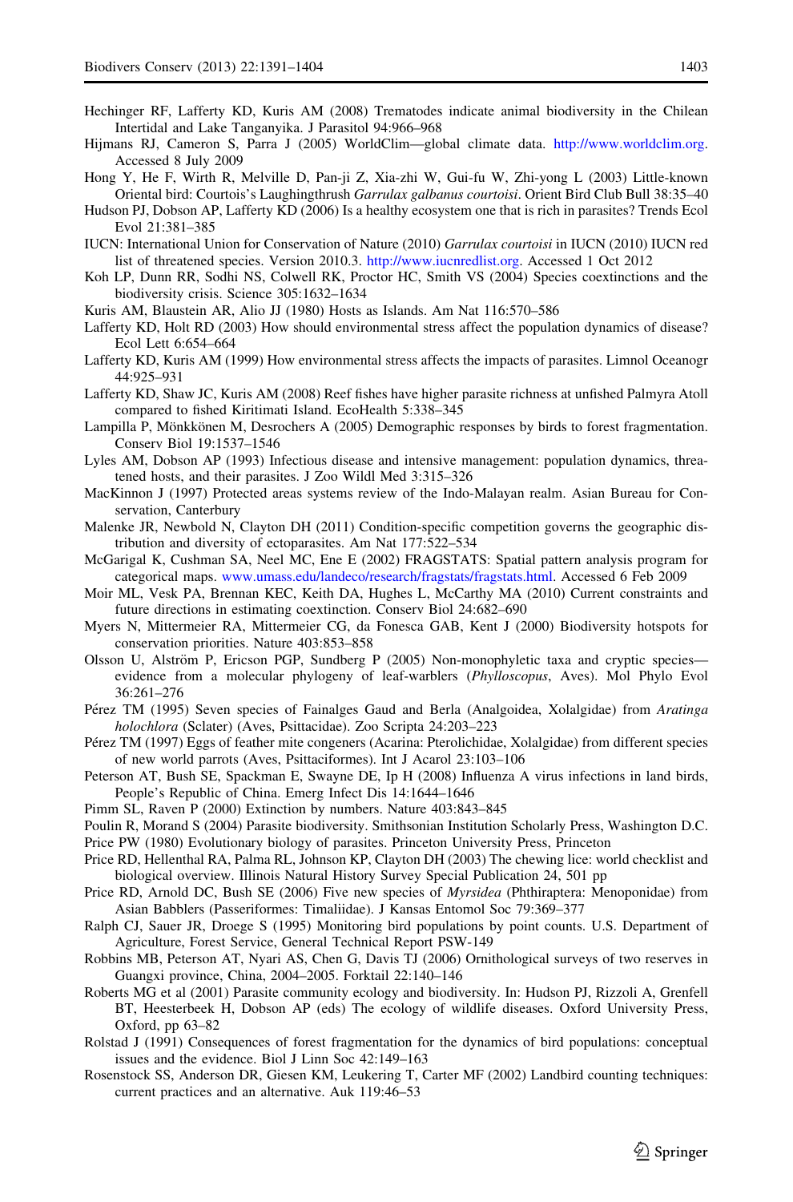Hechinger RF, Lafferty KD, Kuris AM (2008) Trematodes indicate animal biodiversity in the Chilean Intertidal and Lake Tanganyika. J Parasitol 94:966–968

Hijmans RJ, Cameron S, Parra J (2005) WorldClim—global climate data. http://www.worldclim.org. Accessed 8 July 2009

Hong Y, He F, Wirth R, Melville D, Pan-ji Z, Xia-zhi W, Gui-fu W, Zhi-yong L (2003) Little-known Oriental bird: Courtois's Laughingthrush *Garrulax galbanus courtoisi*. Orient Bird Club Bull 38:35–40

Hudson PJ, Dobson AP, Lafferty KD (2006) Is a healthy ecosystem one that is rich in parasites? Trends Ecol Evol 21:381–385

IUCN: International Union for Conservation of Nature (2010) *Garrulax courtoisi* in IUCN (2010) IUCN red list of threatened species. Version 2010.3. http://www.iucnredlist.org. Accessed 1 Oct 2012

Koh LP, Dunn RR, Sodhi NS, Colwell RK, Proctor HC, Smith VS (2004) Species coextinctions and the biodiversity crisis. Science 305:1632–1634

Kuris AM, Blaustein AR, Alio JJ (1980) Hosts as Islands. Am Nat 116:570–586

Lafferty KD, Holt RD (2003) How should environmental stress affect the population dynamics of disease? Ecol Lett 6:654–664

Lafferty KD, Kuris AM (1999) How environmental stress affects the impacts of parasites. Limnol Oceanogr 44:925–931

Lafferty KD, Shaw JC, Kuris AM (2008) Reef fishes have higher parasite richness at unfished Palmyra Atoll compared to fished Kiritimati Island. EcoHealth 5:338–345

Lampilla P, Mönkkönen M, Desrochers A (2005) Demographic responses by birds to forest fragmentation. Conserv Biol 19:1537–1546

Lyles AM, Dobson AP (1993) Infectious disease and intensive management: population dynamics, threatened hosts, and their parasites. J Zoo Wildl Med 3:315–326

MacKinnon J (1997) Protected areas systems review of the Indo-Malayan realm. Asian Bureau for Conservation, Canterbury

Malenke JR, Newbold N, Clayton DH (2011) Condition-specific competition governs the geographic distribution and diversity of ectoparasites. Am Nat 177:522–534

McGarigal K, Cushman SA, Neel MC, Ene E (2002) FRAGSTATS: Spatial pattern analysis program for categorical maps. www.umass.edu/landeco/research/fragstats/fragstats.html. Accessed 6 Feb 2009

Moir ML, Vesk PA, Brennan KEC, Keith DA, Hughes L, McCarthy MA (2010) Current constraints and future directions in estimating coextinction. Conserv Biol 24:682–690

Myers N, Mittermeier RA, Mittermeier CG, da Fonesca GAB, Kent J (2000) Biodiversity hotspots for conservation priorities. Nature 403:853–858

Olsson U, Alström P, Ericson PGP, Sundberg P (2005) Non-monophyletic taxa and cryptic species—evidence from a molecular phylogeny of leaf-warblers (*Phylloscopus*, Aves). Mol Phylo Evol 36:261–276

Pérez TM (1995) Seven species of Fainalges Gaud and Berla (Analgoidea, Xolalgidae) from *Aratinga holochlora* (Sclater) (Aves, Psittacidae). Zoo Scripta 24:203–223

Pérez TM (1997) Eggs of feather mite congeners (Acarina: Pterolichidae, Xolalgidae) from different species of new world parrots (Aves, Psittaciformes). Int J Acarol 23:103–106

Peterson AT, Bush SE, Spackman E, Swayne DE, Ip H (2008) Influenza A virus infections in land birds, People's Republic of China. Emerg Infect Dis 14:1644–1646

Pimm SL, Raven P (2000) Extinction by numbers. Nature 403:843–845

Poulin R, Morand S (2004) Parasite biodiversity. Smithsonian Institution Scholarly Press, Washington D.C.

Price PW (1980) Evolutionary biology of parasites. Princeton University Press, Princeton

Price RD, Hellenthal RA, Palma RL, Johnson KP, Clayton DH (2003) The chewing lice: world checklist and biological overview. Illinois Natural History Survey Special Publication 24, 501 pp

Price RD, Arnold DC, Bush SE (2006) Five new species of *Myrsidea* (Phthiraptera: Menoponidae) from Asian Babblers (Passeriformes: Timaliidae). J Kansas Entomol Soc 79:369–377

Ralph CJ, Sauer JR, Droege S (1995) Monitoring bird populations by point counts. U.S. Department of Agriculture, Forest Service, General Technical Report PSW-149

Robbins MB, Peterson AT, Nyari AS, Chen G, Davis TJ (2006) Ornithological surveys of two reserves in Guangxi province, China, 2004–2005. Forktail 22:140–146

Roberts MG et al (2001) Parasite community ecology and biodiversity. In: Hudson PJ, Rizzoli A, Grenfell BT, Heesterbeek H, Dobson AP (eds) The ecology of wildlife diseases. Oxford University Press, Oxford, pp 63–82

Rolstad J (1991) Consequences of forest fragmentation for the dynamics of bird populations: conceptual issues and the evidence. Biol J Linn Soc 42:149–163

Rosenstock SS, Anderson DR, Giesen KM, Leukering T, Carter MF (2002) Landbird counting techniques: current practices and an alternative. Auk 119:46–53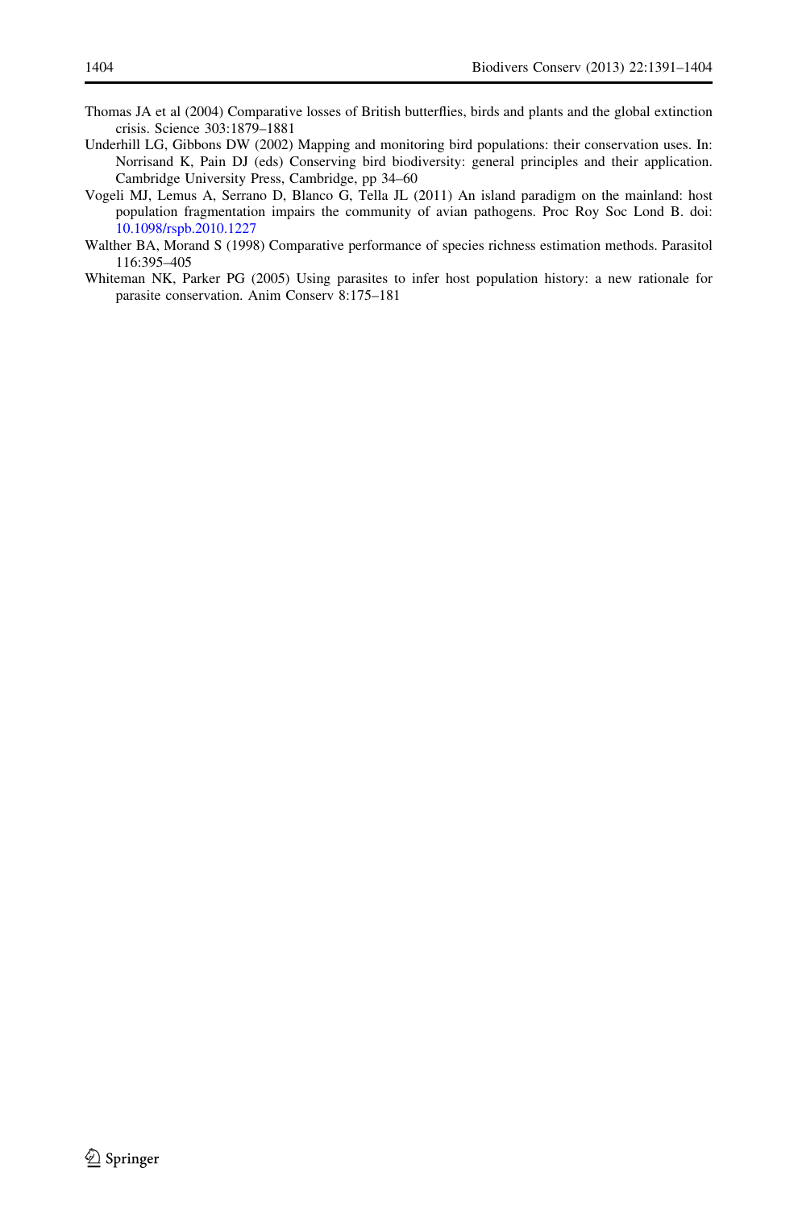Thomas JA et al (2004) Comparative losses of British butterflies, birds and plants and the global extinction crisis. Science 303:1879–1881

Underhill LG, Gibbons DW (2002) Mapping and monitoring bird populations: their conservation uses. In: Norrisand K, Pain DJ (eds) Conserving bird biodiversity: general principles and their application. Cambridge University Press, Cambridge, pp 34–60

Vogeli MJ, Lemus A, Serrano D, Blanco G, Tella JL (2011) An island paradigm on the mainland: host population fragmentation impairs the community of avian pathogens. Proc Roy Soc Lond B. doi: 10.1098/rspb.2010.1227

Walther BA, Morand S (1998) Comparative performance of species richness estimation methods. Parasitol 116:395–405

Whiteman NK, Parker PG (2005) Using parasites to infer host population history: a new rationale for parasite conservation. Anim Conserv 8:175–181